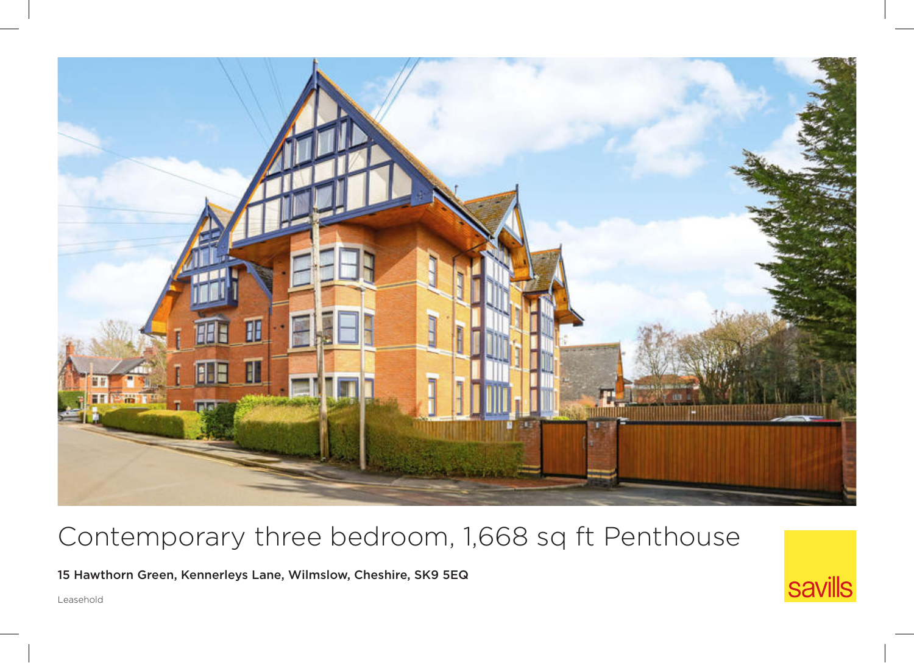# Contemporary three bedroom, 1,668 sq ft Penthouse

**15 Hawthorn Green, Kennerleys Lane, Wilmslow, Cheshire, SK9 5EQ**

Leasehold

savills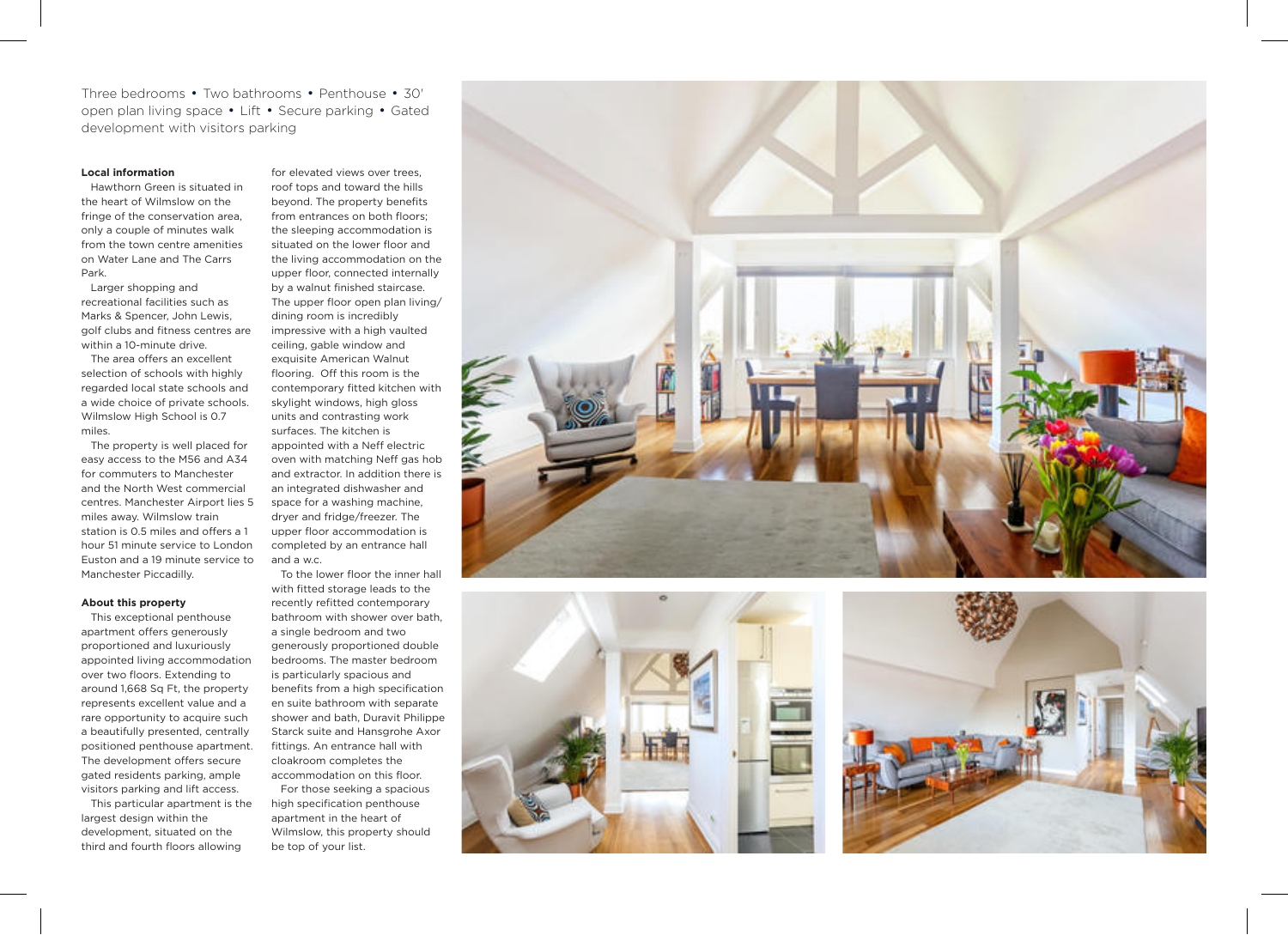Three bedrooms • Two bathrooms • Penthouse • 30' open plan living space • Lift • Secure parking • Gated development with visitors parking

**Local information**

Hawthorn Green is situated in the heart of Wilmslow on the fringe of the conservation area, only a couple of minutes walk from the town centre amenities on Water Lane and The Carrs Park.

Larger shopping and recreational facilities such as Marks & Spencer, John Lewis, golf clubs and fitness centres are within a 10-minute drive.

The area offers an excellent selection of schools with highly regarded local state schools and a wide choice of private schools. Wilmslow High School is 0.7 miles.

The property is well placed for easy access to the M56 and A34 for commuters to Manchester and the North West commercial centres. Manchester Airport lies 5 miles away. Wilmslow train station is 0.5 miles and offers a 1 hour 51 minute service to London Euston and a 19 minute service to Manchester Piccadilly.

**About this property**

This exceptional penthouse apartment offers generously proportioned and luxuriously appointed living accommodation over two floors. Extending to around 1,668 Sq Ft, the property represents excellent value and a rare opportunity to acquire such a beautifully presented, centrally positioned penthouse apartment. The development offers secure gated residents parking, ample visitors parking and lift access.

This particular apartment is the largest design within the development, situated on the third and fourth floors allowing for elevated views over trees, roof tops and toward the hills beyond. The property benefits from entrances on both floors; the sleeping accommodation is situated on the lower floor and the living accommodation on the upper floor, connected internally by a walnut finished staircase. The upper floor open plan living/dining room is incredibly impressive with a high vaulted ceiling, gable window and exquisite American Walnut flooring. Off this room is the contemporary fitted kitchen with skylight windows, high gloss units and contrasting work surfaces. The kitchen is appointed with a Neff electric oven with matching Neff gas hob and extractor. In addition there is an integrated dishwasher and space for a washing machine, dryer and fridge/freezer. The upper floor accommodation is completed by an entrance hall and a w.c.

To the lower floor the inner hall with fitted storage leads to the recently refitted contemporary bathroom with shower over bath, a single bedroom and two generously proportioned double bedrooms. The master bedroom is particularly spacious and benefits from a high specification en suite bathroom with separate shower and bath, Duravit Philippe Starck suite and Hansgrohe Axor fittings. An entrance hall with cloakroom completes the accommodation on this floor.

For those seeking a spacious high specification penthouse apartment in the heart of Wilmslow, this property should be top of your list.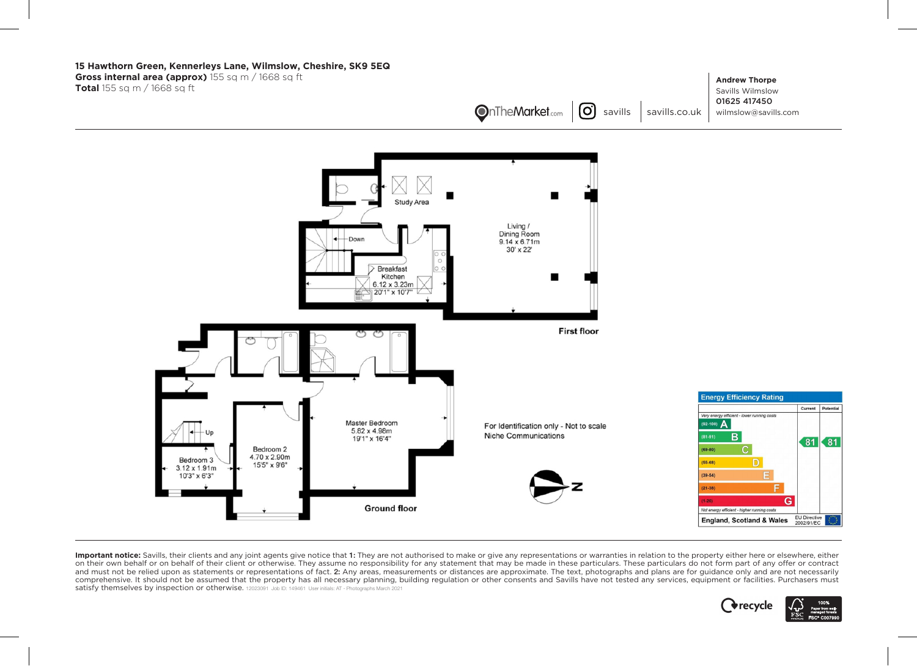**15 Hawthorn Green, Kennerleys Lane, Wilmslow, Cheshire, SK9 5EQ**
**Gross internal area (approx)** 155 sq m / 1668 sq ft
**Total** 155 sq m / 1668 sq ft

OnTheMarket.com | savills | savills.co.uk

**Andrew Thorpe**
Savills Wilmslow
**01625 417450**
wilmslow@savills.com

Study Area

Living / Dining Room
9.14 x 6.71m
30' x 22'

Down

Breakfast Kitchen
6.12 x 3.23m
20'1" x 10'7"

First floor

Master Bedroom
5.82 x 4.98m
19'1" x 16'4"

Up

Bedroom 2
4.70 x 2.90m
15'5" x 9'6"

Bedroom 3
3.12 x 1.91m
10'3" x 6'3"

Ground floor

For Identification only - Not to scale
Niche Communications

N

Energy Efficiency Rating

Current
Potential

Very energy efficient - lower running costs
(92-100) A
(81-91) B
(69-80) C
(55-68) D
(39-54) E
(21-38) F
(1-20) G
Not energy efficient - higher running costs

81
81

England, Scotland & Wales
EU Directive 2002/91/EC

**Important notice:** Savills, their clients and any joint agents give notice that **1:** They are not authorised to make or give any representations or warranties in relation to the property either here or elsewhere, either on their own behalf or on behalf of their client or otherwise. They assume no responsibility for any statement that may be made in these particulars. These particulars do not form part of any offer or contract and must not be relied upon as statements or representations of fact. **2:** Any areas, measurements or distances are approximate. The text, photographs and plans are for guidance only and are not necessarily comprehensive. It should not be assumed that the property has all necessary planning, building regulation or other consents and Savills have not tested any services, equipment or facilities. Purchasers must satisfy themselves by inspection or otherwise. 12023091 Job ID: 149461 User initials: AT - Photographs March 2021

recycle

FSC 100% Paper from well-managed forests FSC® C007990